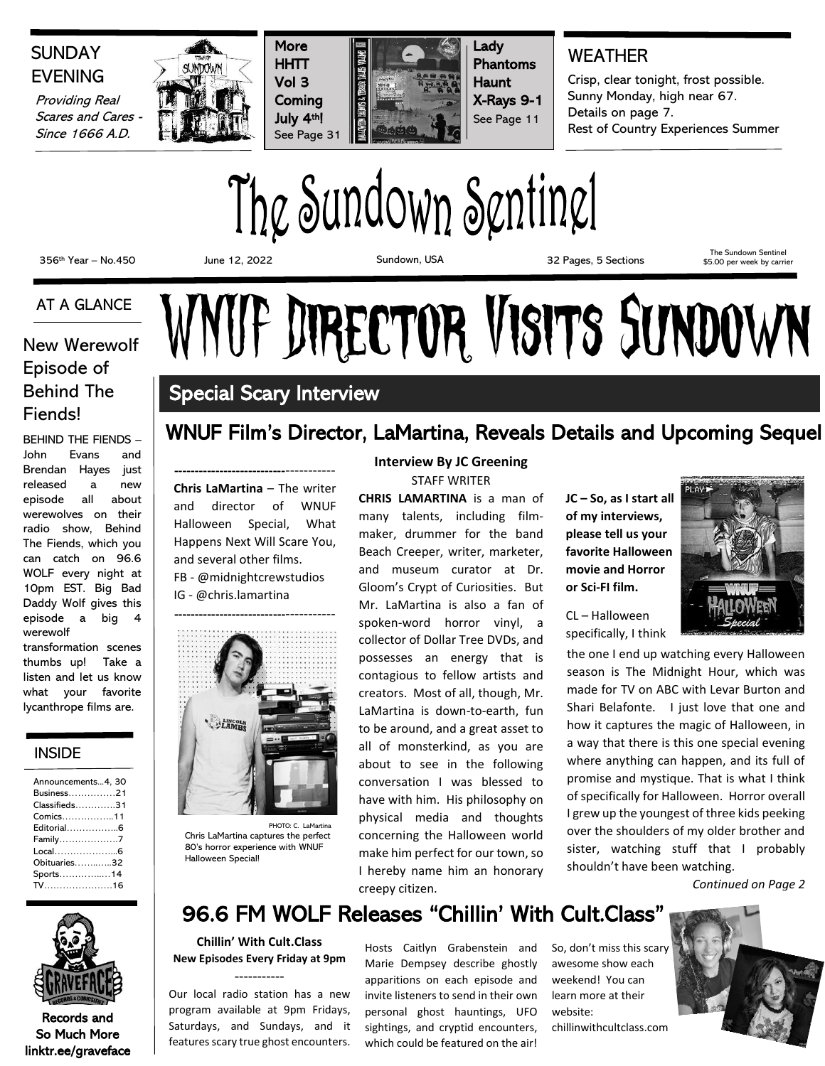SUNDAY EVENING

*Providing Real Scares and Cares - Since 1666 A.D.*

**More HHTT Vol 3 Coming July 4th!** See Page 31

**Lady Phantoms Haunt X-Rays 9-1** See Page 11

WEATHER

Crisp, clear tonight, frost possible. Sunny Monday, high near 67. Details on page 7. Rest of Country Experiences Summer

# The Sundown Sentinel

356th Year – No.450 | June 12, 2022 | Sundown, USA | 32 Pages, 5 Sections | The Sundown Sentinel $5.00 per week by carrier

# WNUF Director Visits Sundown

## Special Scary Interview

### WNUF Film's Director, LaMartina, Reveals Details and Upcoming Sequel

---

**Chris LaMartina** – The writer and director of WNUF Halloween Special, What Happens Next Will Scare You, and several other films.
FB - @midnightcrewstudios
IG - @chris.lamartina

---

PHOTO: C. LaMartina
Chris LaMartina captures the perfect 80's horror experience with WNUF Halloween Special!

**Interview By JC Greening**
STAFF WRITER

**CHRIS LAMARTINA** is a man of many talents, including film-maker, drummer for the band Beach Creeper, writer, marketer, and museum curator at Dr. Gloom's Crypt of Curiosities. But Mr. LaMartina is also a fan of spoken-word horror vinyl, a collector of Dollar Tree DVDs, and possesses an energy that is contagious to fellow artists and creators. Most of all, though, Mr. LaMartina is down-to-earth, fun to be around, and a great asset to all of monsterkind, as you are about to see in the following conversation I was blessed to have with him. His philosophy on physical media and thoughts concerning the Halloween world make him perfect for our town, so I hereby name him an honorary creepy citizen.

**JC – So, as I start all of my interviews, please tell us your favorite Halloween movie and Horror or Sci-FI film.**

CL – Halloween specifically, I think the one I end up watching every Halloween season is The Midnight Hour, which was made for TV on ABC with Levar Burton and Shari Belafonte. I just love that one and how it captures the magic of Halloween, in a way that there is this one special evening where anything can happen, and its full of promise and mystique. That is what I think of specifically for Halloween. Horror overall I grew up the youngest of three kids peeking over the shoulders of my older brother and sister, watching stuff that I probably shouldn't have been watching.

*Continued on Page 2*

## 96.6 FM WOLF Releases "Chillin' With Cult.Class"

**Chillin' With Cult.Class**
**New Episodes Every Friday at 9pm**

-----------

Our local radio station has a new program available at 9pm Fridays, Saturdays, and Sundays, and it features scary true ghost encounters. Hosts Caitlyn Grabenstein and Marie Dempsey describe ghostly apparitions on each episode and invite listeners to send in their own personal ghost hauntings, UFO sightings, and cryptid encounters, which could be featured on the air! So, don't miss this scary awesome show each weekend! You can learn more at their website: chillinwithcultclass.com

---

AT A GLANCE

### New Werewolf Episode of Behind The Fiends!

BEHIND THE FIENDS – John Evans and Brendan Hayes just released a new episode all about werewolves on their radio show, Behind The Fiends, which you can catch on 96.6 WOLF every night at 10pm EST. Big Bad Daddy Wolf gives this episode a big 4 werewolf transformation scenes thumbs up! Take a listen and let us know what your favorite lycanthrope films are.

INSIDE

- Announcements...4, 30
- Business...21
- Classifieds...31
- Comics...11
- Editorial...6
- Family...7
- Local...6
- Obituaries...32
- Sports...14
- TV...16

Records and So Much More
linktr.ee/graveface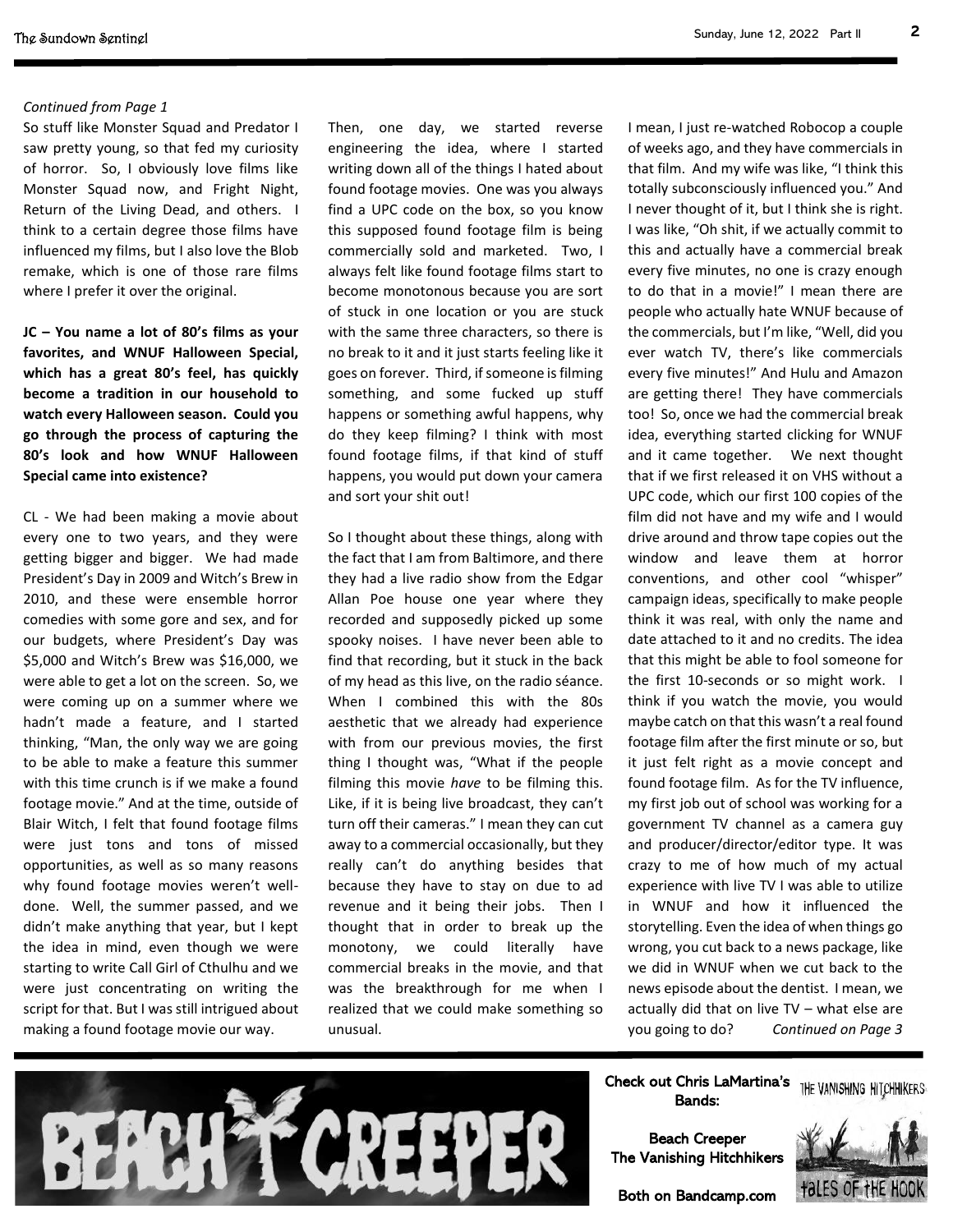*Continued from Page 1*

So stuff like Monster Squad and Predator I saw pretty young, so that fed my curiosity of horror. So, I obviously love films like Monster Squad now, and Fright Night, Return of the Living Dead, and others. I think to a certain degree those films have influenced my films, but I also love the Blob remake, which is one of those rare films where I prefer it over the original.

**JC – You name a lot of 80's films as your favorites, and WNUF Halloween Special, which has a great 80's feel, has quickly become a tradition in our household to watch every Halloween season. Could you go through the process of capturing the 80's look and how WNUF Halloween Special came into existence?**

CL - We had been making a movie about every one to two years, and they were getting bigger and bigger. We had made President's Day in 2009 and Witch's Brew in 2010, and these were ensemble horror comedies with some gore and sex, and for our budgets, where President's Day was $5,000 and Witch's Brew was $16,000, we were able to get a lot on the screen. So, we were coming up on a summer where we hadn't made a feature, and I started thinking, "Man, the only way we are going to be able to make a feature this summer with this time crunch is if we make a found footage movie." And at the time, outside of Blair Witch, I felt that found footage films were just tons and tons of missed opportunities, as well as so many reasons why found footage movies weren't well-done. Well, the summer passed, and we didn't make anything that year, but I kept the idea in mind, even though we were starting to write Call Girl of Cthulhu and we were just concentrating on writing the script for that. But I was still intrigued about making a found footage movie our way.

Then, one day, we started reverse engineering the idea, where I started writing down all of the things I hated about found footage movies. One was you always find a UPC code on the box, so you know this supposed found footage film is being commercially sold and marketed. Two, I always felt like found footage films start to become monotonous because you are sort of stuck in one location or you are stuck with the same three characters, so there is no break to it and it just starts feeling like it goes on forever. Third, if someone is filming something, and some fucked up stuff happens or something awful happens, why do they keep filming? I think with most found footage films, if that kind of stuff happens, you would put down your camera and sort your shit out!

So I thought about these things, along with the fact that I am from Baltimore, and there they had a live radio show from the Edgar Allan Poe house one year where they recorded and supposedly picked up some spooky noises. I have never been able to find that recording, but it stuck in the back of my head as this live, on the radio séance. When I combined this with the 80s aesthetic that we already had experience with from our previous movies, the first thing I thought was, "What if the people filming this movie *have* to be filming this. Like, if it is being live broadcast, they can't turn off their cameras." I mean they can cut away to a commercial occasionally, but they really can't do anything besides that because they have to stay on due to ad revenue and it being their jobs. Then I thought that in order to break up the monotony, we could literally have commercial breaks in the movie, and that was the breakthrough for me when I realized that we could make something so unusual.

I mean, I just re-watched Robocop a couple of weeks ago, and they have commercials in that film. And my wife was like, "I think this totally subconsciously influenced you." And I never thought of it, but I think she is right. I was like, "Oh shit, if we actually commit to this and actually have a commercial break every five minutes, no one is crazy enough to do that in a movie!" I mean there are people who actually hate WNUF because of the commercials, but I'm like, "Well, did you ever watch TV, there's like commercials every five minutes!" And Hulu and Amazon are getting there! They have commercials too! So, once we had the commercial break idea, everything started clicking for WNUF and it came together. We next thought that if we first released it on VHS without a UPC code, which our first 100 copies of the film did not have and my wife and I would drive around and throw tape copies out the window and leave them at horror conventions, and other cool "whisper" campaign ideas, specifically to make people think it was real, with only the name and date attached to it and no credits. The idea that this might be able to fool someone for the first 10-seconds or so might work. I think if you watch the movie, you would maybe catch on that this wasn't a real found footage film after the first minute or so, but it just felt right as a movie concept and found footage film. As for the TV influence, my first job out of school was working for a government TV channel as a camera guy and producer/director/editor type. It was crazy to me of how much of my actual experience with live TV I was able to utilize in WNUF and how it influenced the storytelling. Even the idea of when things go wrong, you cut back to a news package, like we did in WNUF when we cut back to the news episode about the dentist. I mean, we actually did that on live TV – what else are you going to do? *Continued on Page 3*

BEACH CREEPER

Check out Chris LaMartina's Bands:

Beach Creeper
The Vanishing Hitchhikers

Both on Bandcamp.com

THE VANISHING HITCHHIKERS

TALES OF THE HOOK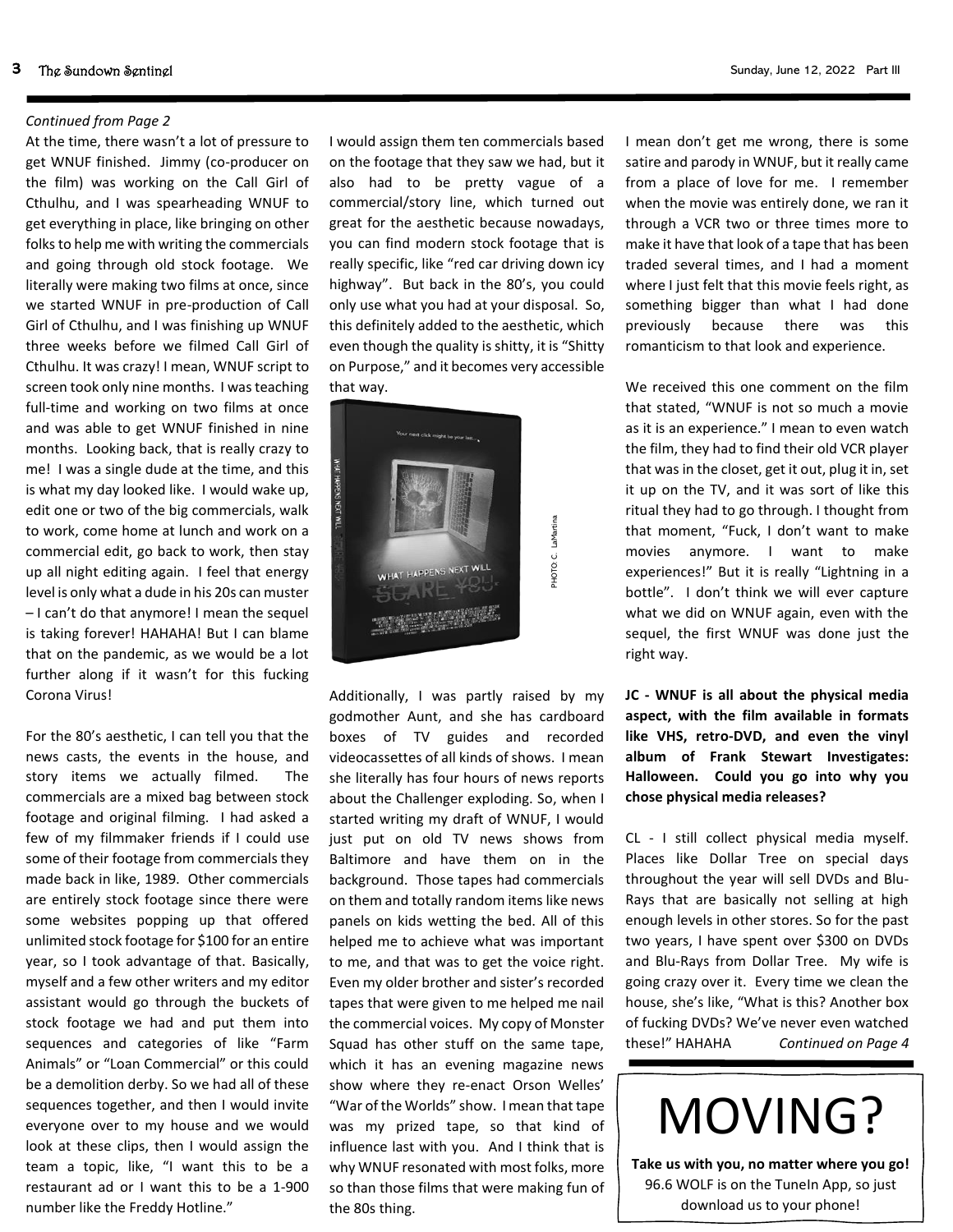*Continued from Page 2*

At the time, there wasn't a lot of pressure to get WNUF finished. Jimmy (co-producer on the film) was working on the Call Girl of Cthulhu, and I was spearheading WNUF to get everything in place, like bringing on other folks to help me with writing the commercials and going through old stock footage. We literally were making two films at once, since we started WNUF in pre-production of Call Girl of Cthulhu, and I was finishing up WNUF three weeks before we filmed Call Girl of Cthulhu. It was crazy! I mean, WNUF script to screen took only nine months. I was teaching full-time and working on two films at once and was able to get WNUF finished in nine months. Looking back, that is really crazy to me! I was a single dude at the time, and this is what my day looked like. I would wake up, edit one or two of the big commercials, walk to work, come home at lunch and work on a commercial edit, go back to work, then stay up all night editing again. I feel that energy level is only what a dude in his 20s can muster – I can't do that anymore! I mean the sequel is taking forever! HAHAHA! But I can blame that on the pandemic, as we would be a lot further along if it wasn't for this fucking Corona Virus!

For the 80's aesthetic, I can tell you that the news casts, the events in the house, and story items we actually filmed. The commercials are a mixed bag between stock footage and original filming. I had asked a few of my filmmaker friends if I could use some of their footage from commercials they made back in like, 1989. Other commercials are entirely stock footage since there were some websites popping up that offered unlimited stock footage for $100 for an entire year, so I took advantage of that. Basically, myself and a few other writers and my editor assistant would go through the buckets of stock footage we had and put them into sequences and categories of like "Farm Animals" or "Loan Commercial" or this could be a demolition derby. So we had all of these sequences together, and then I would invite everyone over to my house and we would look at these clips, then I would assign the team a topic, like, "I want this to be a restaurant ad or I want this to be a 1-900 number like the Freddy Hotline."

I would assign them ten commercials based on the footage that they saw we had, but it also had to be pretty vague of a commercial/story line, which turned out great for the aesthetic because nowadays, you can find modern stock footage that is really specific, like "red car driving down icy highway". But back in the 80's, you could only use what you had at your disposal. So, this definitely added to the aesthetic, which even though the quality is shitty, it is "Shitty on Purpose," and it becomes very accessible that way.

PHOTO: C. LaMartina

Additionally, I was partly raised by my godmother Aunt, and she has cardboard boxes of TV guides and recorded videocassettes of all kinds of shows. I mean she literally has four hours of news reports about the Challenger exploding. So, when I started writing my draft of WNUF, I would just put on old TV news shows from Baltimore and have them on in the background. Those tapes had commercials on them and totally random items like news panels on kids wetting the bed. All of this helped me to achieve what was important to me, and that was to get the voice right. Even my older brother and sister's recorded tapes that were given to me helped me nail the commercial voices. My copy of Monster Squad has other stuff on the same tape, which it has an evening magazine news show where they re-enact Orson Welles' "War of the Worlds" show. I mean that tape was my prized tape, so that kind of influence last with you. And I think that is why WNUF resonated with most folks, more so than those films that were making fun of the 80s thing.

I mean don't get me wrong, there is some satire and parody in WNUF, but it really came from a place of love for me. I remember when the movie was entirely done, we ran it through a VCR two or three times more to make it have that look of a tape that has been traded several times, and I had a moment where I just felt that this movie feels right, as something bigger than what I had done previously because there was this romanticism to that look and experience.

We received this one comment on the film that stated, "WNUF is not so much a movie as it is an experience." I mean to even watch the film, they had to find their old VCR player that was in the closet, get it out, plug it in, set it up on the TV, and it was sort of like this ritual they had to go through. I thought from that moment, "Fuck, I don't want to make movies anymore. I want to make experiences!" But it is really "Lightning in a bottle". I don't think we will ever capture what we did on WNUF again, even with the sequel, the first WNUF was done just the right way.

**JC - WNUF is all about the physical media aspect, with the film available in formats like VHS, retro-DVD, and even the vinyl album of Frank Stewart Investigates: Halloween. Could you go into why you chose physical media releases?**

CL - I still collect physical media myself. Places like Dollar Tree on special days throughout the year will sell DVDs and Blu-Rays that are basically not selling at high enough levels in other stores. So for the past two years, I have spent over $300 on DVDs and Blu-Rays from Dollar Tree. My wife is going crazy over it. Every time we clean the house, she's like, "What is this? Another box of fucking DVDs? We've never even watched these!" HAHAHA *Continued on Page 4*

# MOVING?

**Take us with you, no matter where you go!**
96.6 WOLF is on the TuneIn App, so just download us to your phone!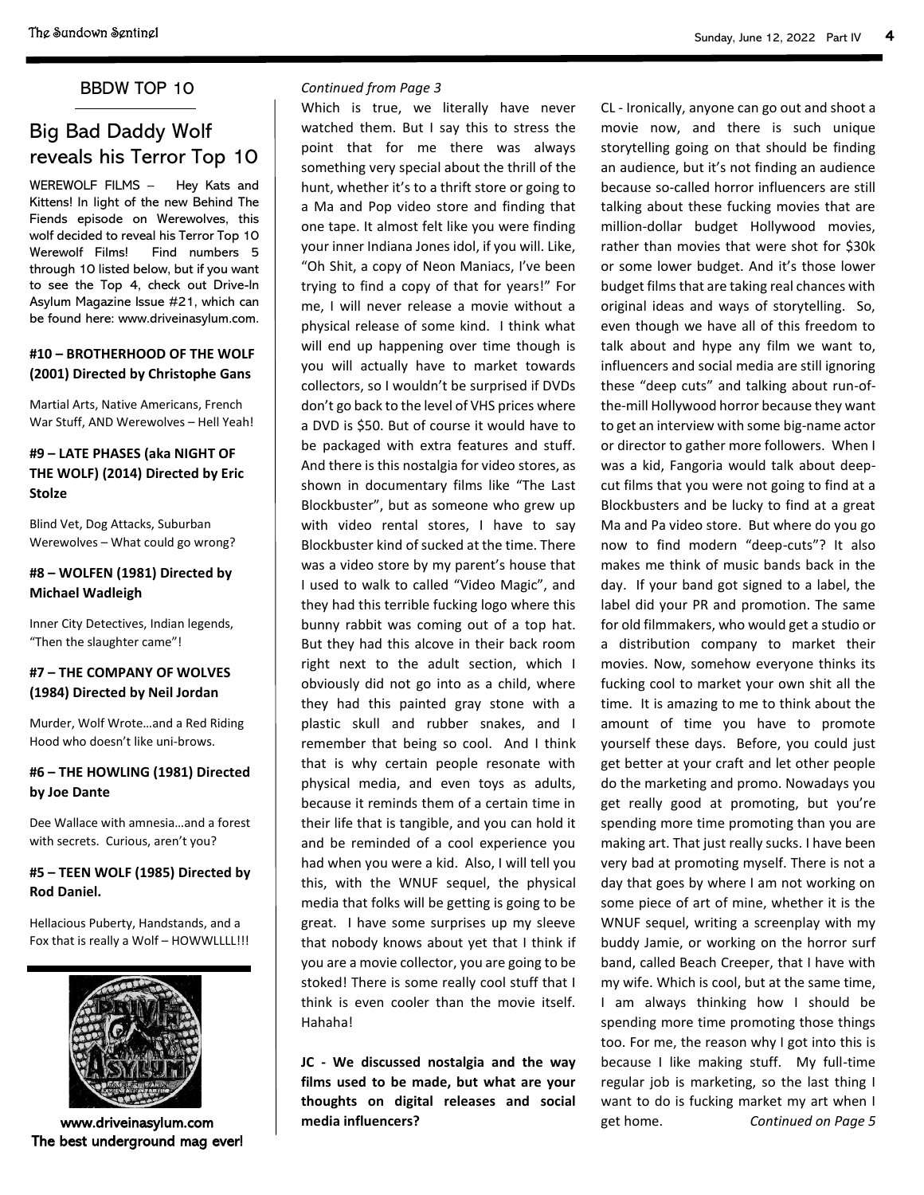## BBDW TOP 10

# Big Bad Daddy Wolf reveals his Terror Top 10

WEREWOLF FILMS – Hey Kats and Kittens! In light of the new Behind The Fiends episode on Werewolves, this wolf decided to reveal his Terror Top 10 Werewolf Films! Find numbers 5 through 10 listed below, but if you want to see the Top 4, check out Drive-In Asylum Magazine Issue #21, which can be found here: www.driveinasylum.com.

### #10 – BROTHERHOOD OF THE WOLF (2001) Directed by Christophe Gans

Martial Arts, Native Americans, French War Stuff, AND Werewolves – Hell Yeah!

### #9 – LATE PHASES (aka NIGHT OF THE WOLF) (2014) Directed by Eric Stolze

Blind Vet, Dog Attacks, Suburban Werewolves – What could go wrong?

### #8 – WOLFEN (1981) Directed by Michael Wadleigh

Inner City Detectives, Indian legends, "Then the slaughter came"!

### #7 – THE COMPANY OF WOLVES (1984) Directed by Neil Jordan

Murder, Wolf Wrote…and a Red Riding Hood who doesn't like uni-brows.

### #6 – THE HOWLING (1981) Directed by Joe Dante

Dee Wallace with amnesia…and a forest with secrets. Curious, aren't you?

### #5 – TEEN WOLF (1985) Directed by Rod Daniel.

Hellacious Puberty, Handstands, and a Fox that is really a Wolf – HOWWLLLL!!!

www.driveinasylum.com
The best underground mag ever!

*Continued from Page 3*

Which is true, we literally have never watched them. But I say this to stress the point that for me there was always something very special about the thrill of the hunt, whether it's to a thrift store or going to a Ma and Pop video store and finding that one tape. It almost felt like you were finding your inner Indiana Jones idol, if you will. Like, "Oh Shit, a copy of Neon Maniacs, I've been trying to find a copy of that for years!" For me, I will never release a movie without a physical release of some kind. I think what will end up happening over time though is you will actually have to market towards collectors, so I wouldn't be surprised if DVDs don't go back to the level of VHS prices where a DVD is $50. But of course it would have to be packaged with extra features and stuff. And there is this nostalgia for video stores, as shown in documentary films like "The Last Blockbuster", but as someone who grew up with video rental stores, I have to say Blockbuster kind of sucked at the time. There was a video store by my parent's house that I used to walk to called "Video Magic", and they had this terrible fucking logo where this bunny rabbit was coming out of a top hat. But they had this alcove in their back room right next to the adult section, which I obviously did not go into as a child, where they had this painted gray stone with a plastic skull and rubber snakes, and I remember that being so cool. And I think that is why certain people resonate with physical media, and even toys as adults, because it reminds them of a certain time in their life that is tangible, and you can hold it and be reminded of a cool experience you had when you were a kid. Also, I will tell you this, with the WNUF sequel, the physical media that folks will be getting is going to be great. I have some surprises up my sleeve that nobody knows about yet that I think if you are a movie collector, you are going to be stoked! There is some really cool stuff that I think is even cooler than the movie itself. Hahaha!

**JC - We discussed nostalgia and the way films used to be made, but what are your thoughts on digital releases and social media influencers?**

CL - Ironically, anyone can go out and shoot a movie now, and there is such unique storytelling going on that should be finding an audience, but it's not finding an audience because so-called horror influencers are still talking about these fucking movies that are million-dollar budget Hollywood movies, rather than movies that were shot for $30k or some lower budget. And it's those lower budget films that are taking real chances with original ideas and ways of storytelling. So, even though we have all of this freedom to talk about and hype any film we want to, influencers and social media are still ignoring these "deep cuts" and talking about run-of-the-mill Hollywood horror because they want to get an interview with some big-name actor or director to gather more followers. When I was a kid, Fangoria would talk about deep-cut films that you were not going to find at a Blockbusters and be lucky to find at a great Ma and Pa video store. But where do you go now to find modern "deep-cuts"? It also makes me think of music bands back in the day. If your band got signed to a label, the label did your PR and promotion. The same for old filmmakers, who would get a studio or a distribution company to market their movies. Now, somehow everyone thinks its fucking cool to market your own shit all the time. It is amazing to me to think about the amount of time you have to promote yourself these days. Before, you could just get better at your craft and let other people do the marketing and promo. Nowadays you get really good at promoting, but you're spending more time promoting than you are making art. That just really sucks. I have been very bad at promoting myself. There is not a day that goes by where I am not working on some piece of art of mine, whether it is the WNUF sequel, writing a screenplay with my buddy Jamie, or working on the horror surf band, called Beach Creeper, that I have with my wife. Which is cool, but at the same time, I am always thinking how I should be spending more time promoting those things too. For me, the reason why I got into this is because I like making stuff. My full-time regular job is marketing, so the last thing I want to do is fucking market my art when I get home. *Continued on Page 5*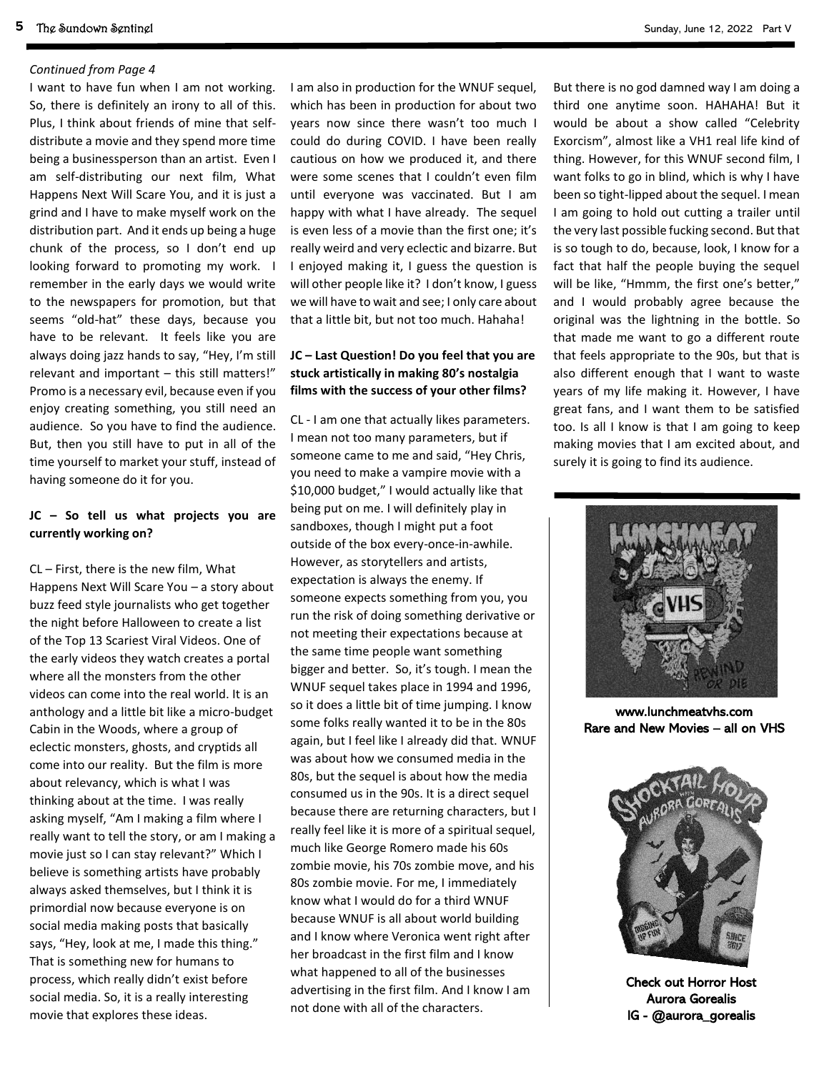*Continued from Page 4*

I want to have fun when I am not working. So, there is definitely an irony to all of this. Plus, I think about friends of mine that self-distribute a movie and they spend more time being a businessperson than an artist. Even I am self-distributing our next film, What Happens Next Will Scare You, and it is just a grind and I have to make myself work on the distribution part. And it ends up being a huge chunk of the process, so I don't end up looking forward to promoting my work. I remember in the early days we would write to the newspapers for promotion, but that seems "old-hat" these days, because you have to be relevant. It feels like you are always doing jazz hands to say, "Hey, I'm still relevant and important – this still matters!" Promo is a necessary evil, because even if you enjoy creating something, you still need an audience. So you have to find the audience. But, then you still have to put in all of the time yourself to market your stuff, instead of having someone do it for you.

**JC – So tell us what projects you are currently working on?**

CL – First, there is the new film, What Happens Next Will Scare You – a story about buzz feed style journalists who get together the night before Halloween to create a list of the Top 13 Scariest Viral Videos. One of the early videos they watch creates a portal where all the monsters from the other videos can come into the real world. It is an anthology and a little bit like a micro-budget Cabin in the Woods, where a group of eclectic monsters, ghosts, and cryptids all come into our reality. But the film is more about relevancy, which is what I was thinking about at the time. I was really asking myself, "Am I making a film where I really want to tell the story, or am I making a movie just so I can stay relevant?" Which I believe is something artists have probably always asked themselves, but I think it is primordial now because everyone is on social media making posts that basically says, "Hey, look at me, I made this thing." That is something new for humans to process, which really didn't exist before social media. So, it is a really interesting movie that explores these ideas.

I am also in production for the WNUF sequel, which has been in production for about two years now since there wasn't too much I could do during COVID. I have been really cautious on how we produced it, and there were some scenes that I couldn't even film until everyone was vaccinated. But I am happy with what I have already. The sequel is even less of a movie than the first one; it's really weird and very eclectic and bizarre. But I enjoyed making it, I guess the question is will other people like it? I don't know, I guess we will have to wait and see; I only care about that a little bit, but not too much. Hahaha!

**JC – Last Question! Do you feel that you are stuck artistically in making 80's nostalgia films with the success of your other films?**

CL - I am one that actually likes parameters. I mean not too many parameters, but if someone came to me and said, "Hey Chris, you need to make a vampire movie with a $10,000 budget," I would actually like that being put on me. I will definitely play in sandboxes, though I might put a foot outside of the box every-once-in-awhile. However, as storytellers and artists, expectation is always the enemy. If someone expects something from you, you run the risk of doing something derivative or not meeting their expectations because at the same time people want something bigger and better. So, it's tough. I mean the WNUF sequel takes place in 1994 and 1996, so it does a little bit of time jumping. I know some folks really wanted it to be in the 80s again, but I feel like I already did that. WNUF was about how we consumed media in the 80s, but the sequel is about how the media consumed us in the 90s. It is a direct sequel because there are returning characters, but I really feel like it is more of a spiritual sequel, much like George Romero made his 60s zombie movie, his 70s zombie movie, and his 80s zombie movie. For me, I immediately know what I would do for a third WNUF because WNUF is all about world building and I know where Veronica went right after her broadcast in the first film and I know what happened to all of the businesses advertising in the first film. And I know I am not done with all of the characters.

But there is no god damned way I am doing a third one anytime soon. HAHAHA! But it would be about a show called "Celebrity Exorcism", almost like a VH1 real life kind of thing. However, for this WNUF second film, I want folks to go in blind, which is why I have been so tight-lipped about the sequel. I mean I am going to hold out cutting a trailer until the very last possible fucking second. But that is so tough to do, because, look, I know for a fact that half the people buying the sequel will be like, "Hmmm, the first one's better," and I would probably agree because the original was the lightning in the bottle. So that made me want to go a different route that feels appropriate to the 90s, but that is also different enough that I want to waste years of my life making it. However, I have great fans, and I want them to be satisfied too. Is all I know is that I am going to keep making movies that I am excited about, and surely it is going to find its audience.

www.lunchmeatvhs.com
Rare and New Movies – all on VHS

Check out Horror Host
Aurora Gorealis
IG - @aurora_gorealis